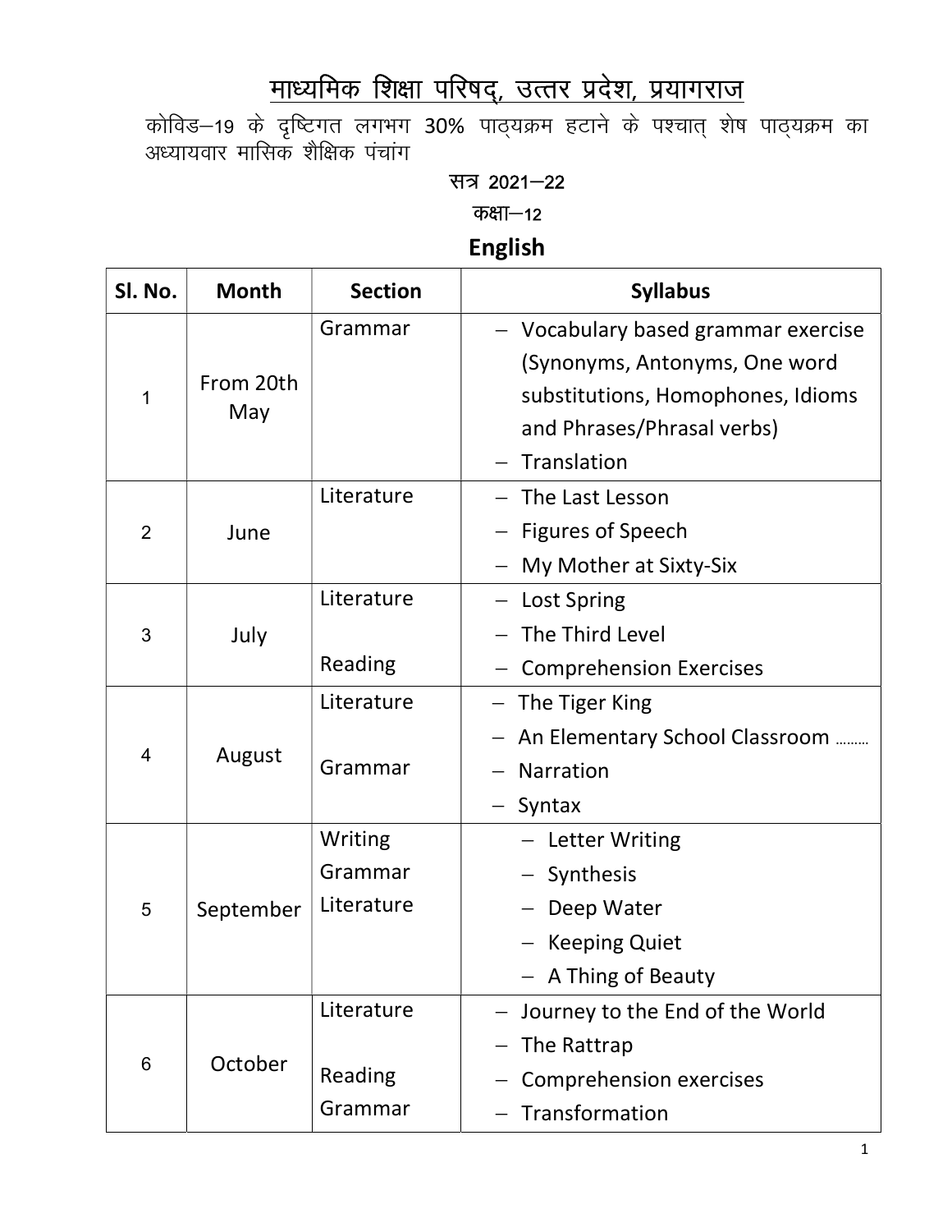# माध्यमिक शिक्षा परिषद्, उत्तर प्रदेश, प्रयागराज

कोविड–19 के दृष्टिगत लगभग 30% पाठ्यक्रम हटाने के पश्चात् शेष पाठ्यक्रम का अध्यायवार मासिक शैक्षिक पंचांग

सत्र 2021–22

कक्षा–12

## English

| Sl. No. | Month | Section | Syllabus |
|---|---|---|---|
| 1 | From 20th May | Grammar | – Vocabulary based grammar exercise (Synonyms, Antonyms, One word substitutions, Homophones, Idioms and Phrases/Phrasal verbs)<br>– Translation |
| 2 | June | Literature | – The Last Lesson<br>– Figures of Speech<br>– My Mother at Sixty-Six |
| 3 | July | Literature<br><br>Reading | – Lost Spring<br>– The Third Level<br>– Comprehension Exercises |
| 4 | August | Literature<br><br>Grammar | – The Tiger King<br>– An Elementary School Classroom ........<br>– Narration<br>– Syntax |
| 5 | September | Writing<br>Grammar<br>Literature | – Letter Writing<br>– Synthesis<br>– Deep Water<br>– Keeping Quiet<br>– A Thing of Beauty |
| 6 | October | Literature<br><br>Reading<br>Grammar | – Journey to the End of the World<br>– The Rattrap<br>– Comprehension exercises<br>– Transformation |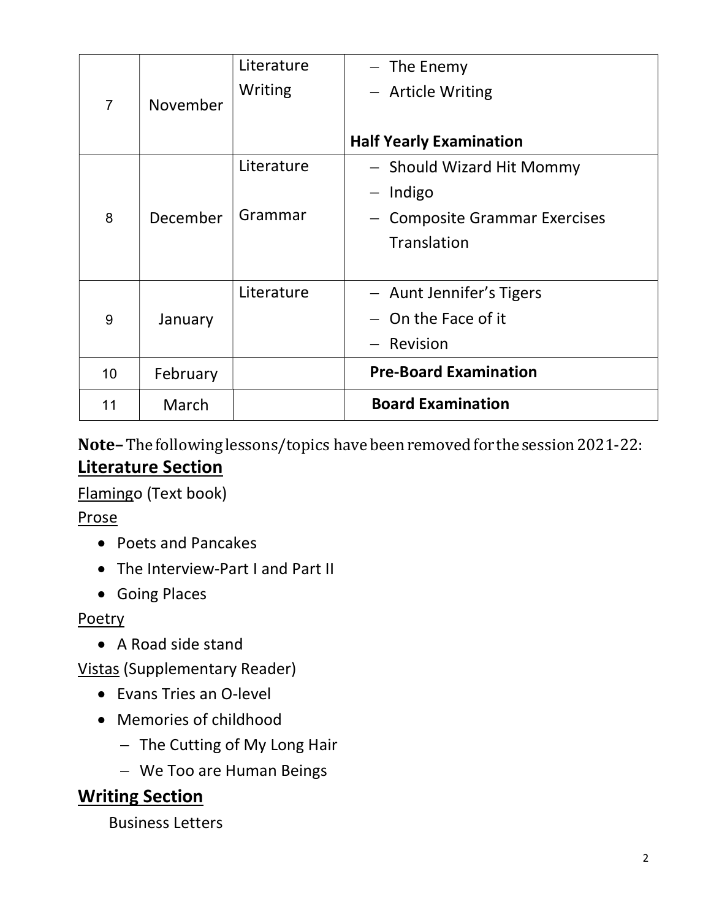| | | | |
|---|---|---|---|
| 7 | November | Literature<br>Writing | – The Enemy<br>– Article Writing<br><br>**Half Yearly Examination** |
| 8 | December | Literature<br><br>Grammar | – Should Wizard Hit Mommy<br>– Indigo<br>– Composite Grammar Exercises Translation |
| 9 | January | Literature | – Aunt Jennifer's Tigers<br>– On the Face of it<br>– Revision |
| 10 | February | | **Pre-Board Examination** |
| 11 | March | | **Board Examination** |

**Note–** The following lessons/topics have been removed for the session 2021-22:

## Literature Section

Flamingo (Text book)

Prose

- Poets and Pancakes
- The Interview-Part I and Part II
- Going Places

Poetry

- A Road side stand

Vistas (Supplementary Reader)

- Evans Tries an O-level
- Memories of childhood
  - The Cutting of My Long Hair
  - We Too are Human Beings

## Writing Section

Business Letters